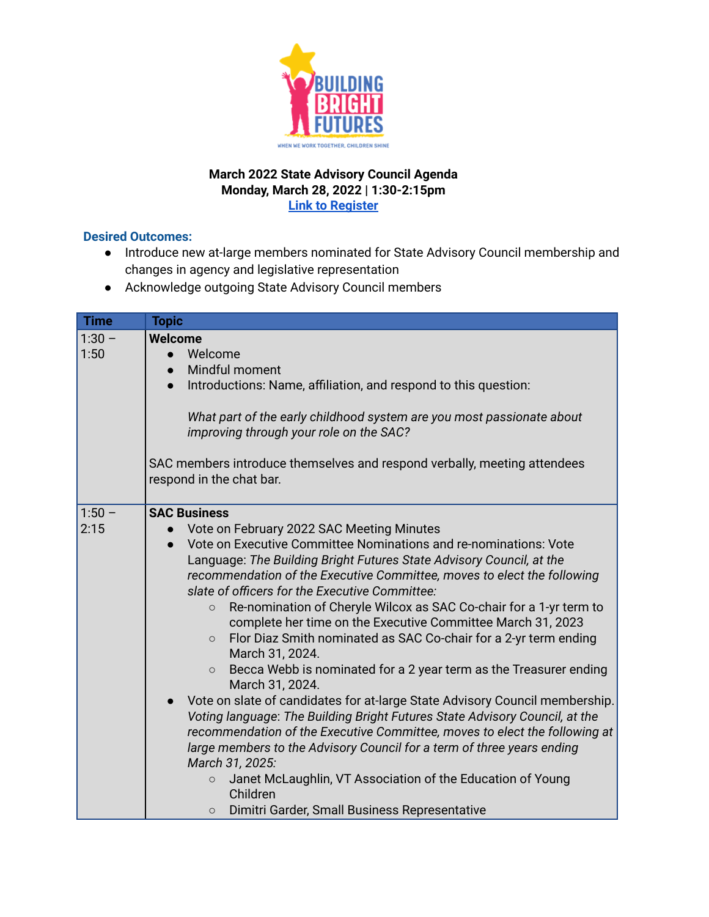**March 2022 State Advisory Council Agenda**
**Monday, March 28, 2022 | 1:30-2:15pm**
[Link to Register]

### Desired Outcomes:

- Introduce new at-large members nominated for State Advisory Council membership and changes in agency and legislative representation
- Acknowledge outgoing State Advisory Council members

| Time | Topic |
|---|---|
| 1:30 – 1:50 | **Welcome**<br>• Welcome<br>• Mindful moment<br>• Introductions: Name, affiliation, and respond to this question:<br><br>*What part of the early childhood system are you most passionate about improving through your role on the SAC?*<br><br>SAC members introduce themselves and respond verbally, meeting attendees respond in the chat bar. |
| 1:50 – 2:15 | **SAC Business**<br>• Vote on February 2022 SAC Meeting Minutes<br>• Vote on Executive Committee Nominations and re-nominations: Vote Language: *The Building Bright Futures State Advisory Council, at the recommendation of the Executive Committee, moves to elect the following slate of officers for the Executive Committee:*<br>  ○ Re-nomination of Cheryle Wilcox as SAC Co-chair for a 1-yr term to complete her time on the Executive Committee March 31, 2023<br>  ○ Flor Diaz Smith nominated as SAC Co-chair for a 2-yr term ending March 31, 2024.<br>  ○ Becca Webb is nominated for a 2 year term as the Treasurer ending March 31, 2024.<br>• Vote on slate of candidates for at-large State Advisory Council membership. *Voting language: The Building Bright Futures State Advisory Council, at the recommendation of the Executive Committee, moves to elect the following at large members to the Advisory Council for a term of three years ending March 31, 2025:*<br>  ○ Janet McLaughlin, VT Association of the Education of Young Children<br>  ○ Dimitri Garder, Small Business Representative |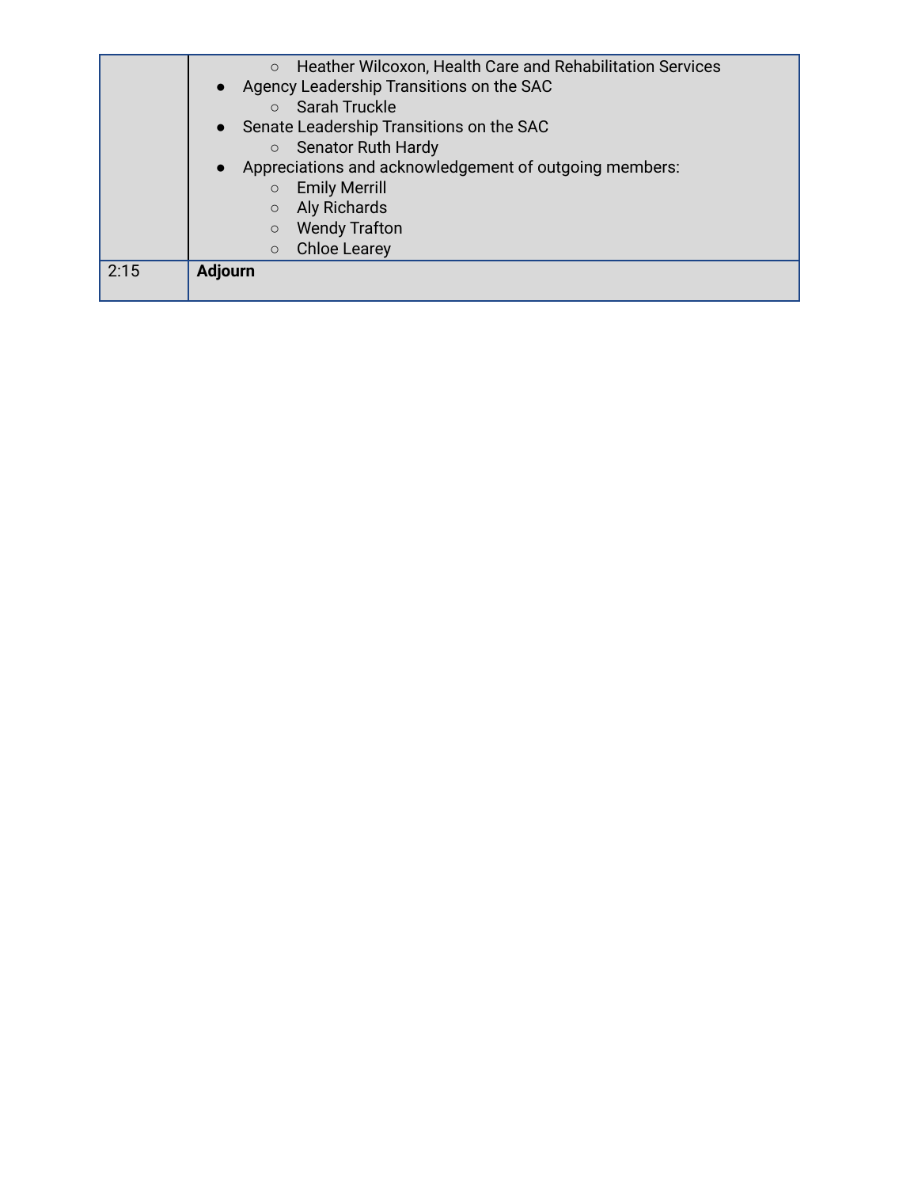| | |
|---|---|
| | ◦ Heather Wilcoxon, Health Care and Rehabilitation Services<br>• Agency Leadership Transitions on the SAC<br>◦ Sarah Truckle<br>• Senate Leadership Transitions on the SAC<br>◦ Senator Ruth Hardy<br>• Appreciations and acknowledgement of outgoing members:<br>◦ Emily Merrill<br>◦ Aly Richards<br>◦ Wendy Trafton<br>◦ Chloe Learey |
| 2:15 | **Adjourn** |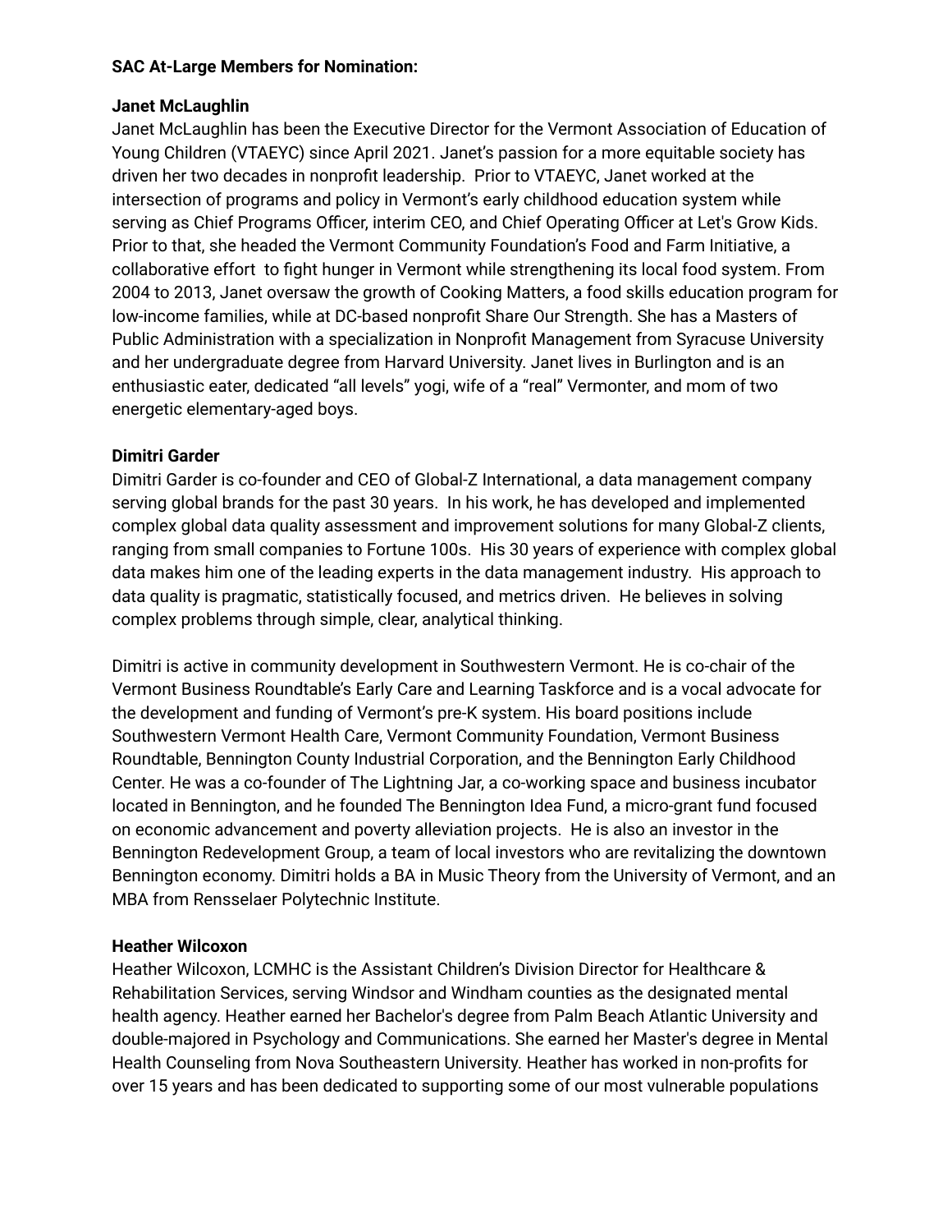**SAC At-Large Members for Nomination:**

**Janet McLaughlin**

Janet McLaughlin has been the Executive Director for the Vermont Association of Education of Young Children (VTAEYC) since April 2021. Janet's passion for a more equitable society has driven her two decades in nonprofit leadership. Prior to VTAEYC, Janet worked at the intersection of programs and policy in Vermont's early childhood education system while serving as Chief Programs Officer, interim CEO, and Chief Operating Officer at Let's Grow Kids. Prior to that, she headed the Vermont Community Foundation's Food and Farm Initiative, a collaborative effort to fight hunger in Vermont while strengthening its local food system. From 2004 to 2013, Janet oversaw the growth of Cooking Matters, a food skills education program for low-income families, while at DC-based nonprofit Share Our Strength. She has a Masters of Public Administration with a specialization in Nonprofit Management from Syracuse University and her undergraduate degree from Harvard University. Janet lives in Burlington and is an enthusiastic eater, dedicated "all levels" yogi, wife of a "real" Vermonter, and mom of two energetic elementary-aged boys.

**Dimitri Garder**

Dimitri Garder is co-founder and CEO of Global-Z International, a data management company serving global brands for the past 30 years. In his work, he has developed and implemented complex global data quality assessment and improvement solutions for many Global-Z clients, ranging from small companies to Fortune 100s. His 30 years of experience with complex global data makes him one of the leading experts in the data management industry. His approach to data quality is pragmatic, statistically focused, and metrics driven. He believes in solving complex problems through simple, clear, analytical thinking.

Dimitri is active in community development in Southwestern Vermont. He is co-chair of the Vermont Business Roundtable's Early Care and Learning Taskforce and is a vocal advocate for the development and funding of Vermont's pre-K system. His board positions include Southwestern Vermont Health Care, Vermont Community Foundation, Vermont Business Roundtable, Bennington County Industrial Corporation, and the Bennington Early Childhood Center. He was a co-founder of The Lightning Jar, a co-working space and business incubator located in Bennington, and he founded The Bennington Idea Fund, a micro-grant fund focused on economic advancement and poverty alleviation projects. He is also an investor in the Bennington Redevelopment Group, a team of local investors who are revitalizing the downtown Bennington economy. Dimitri holds a BA in Music Theory from the University of Vermont, and an MBA from Rensselaer Polytechnic Institute.

**Heather Wilcoxon**

Heather Wilcoxon, LCMHC is the Assistant Children's Division Director for Healthcare & Rehabilitation Services, serving Windsor and Windham counties as the designated mental health agency. Heather earned her Bachelor's degree from Palm Beach Atlantic University and double-majored in Psychology and Communications. She earned her Master's degree in Mental Health Counseling from Nova Southeastern University. Heather has worked in non-profits for over 15 years and has been dedicated to supporting some of our most vulnerable populations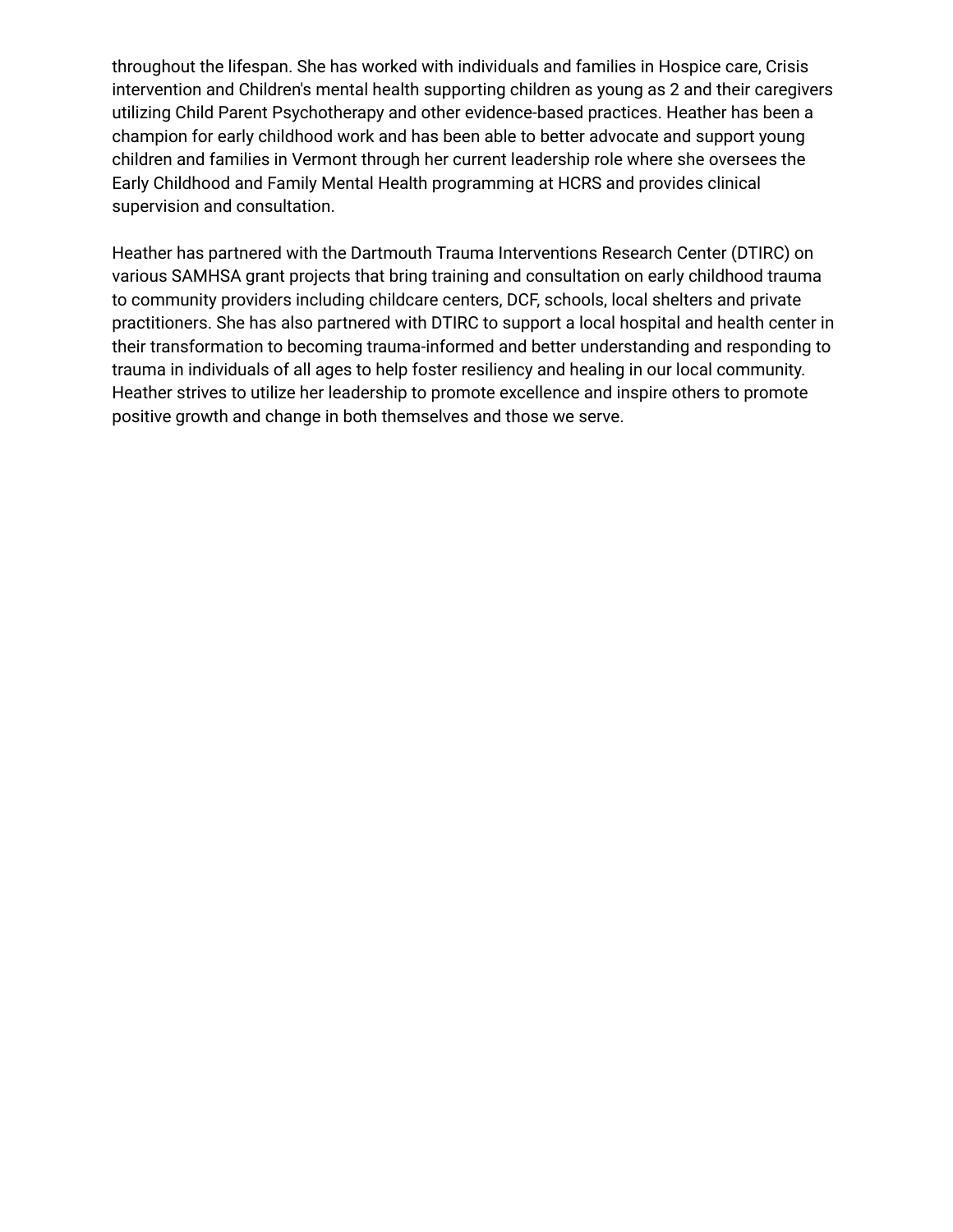throughout the lifespan. She has worked with individuals and families in Hospice care, Crisis intervention and Children's mental health supporting children as young as 2 and their caregivers utilizing Child Parent Psychotherapy and other evidence-based practices. Heather has been a champion for early childhood work and has been able to better advocate and support young children and families in Vermont through her current leadership role where she oversees the Early Childhood and Family Mental Health programming at HCRS and provides clinical supervision and consultation.

Heather has partnered with the Dartmouth Trauma Interventions Research Center (DTIRC) on various SAMHSA grant projects that bring training and consultation on early childhood trauma to community providers including childcare centers, DCF, schools, local shelters and private practitioners. She has also partnered with DTIRC to support a local hospital and health center in their transformation to becoming trauma-informed and better understanding and responding to trauma in individuals of all ages to help foster resiliency and healing in our local community. Heather strives to utilize her leadership to promote excellence and inspire others to promote positive growth and change in both themselves and those we serve.